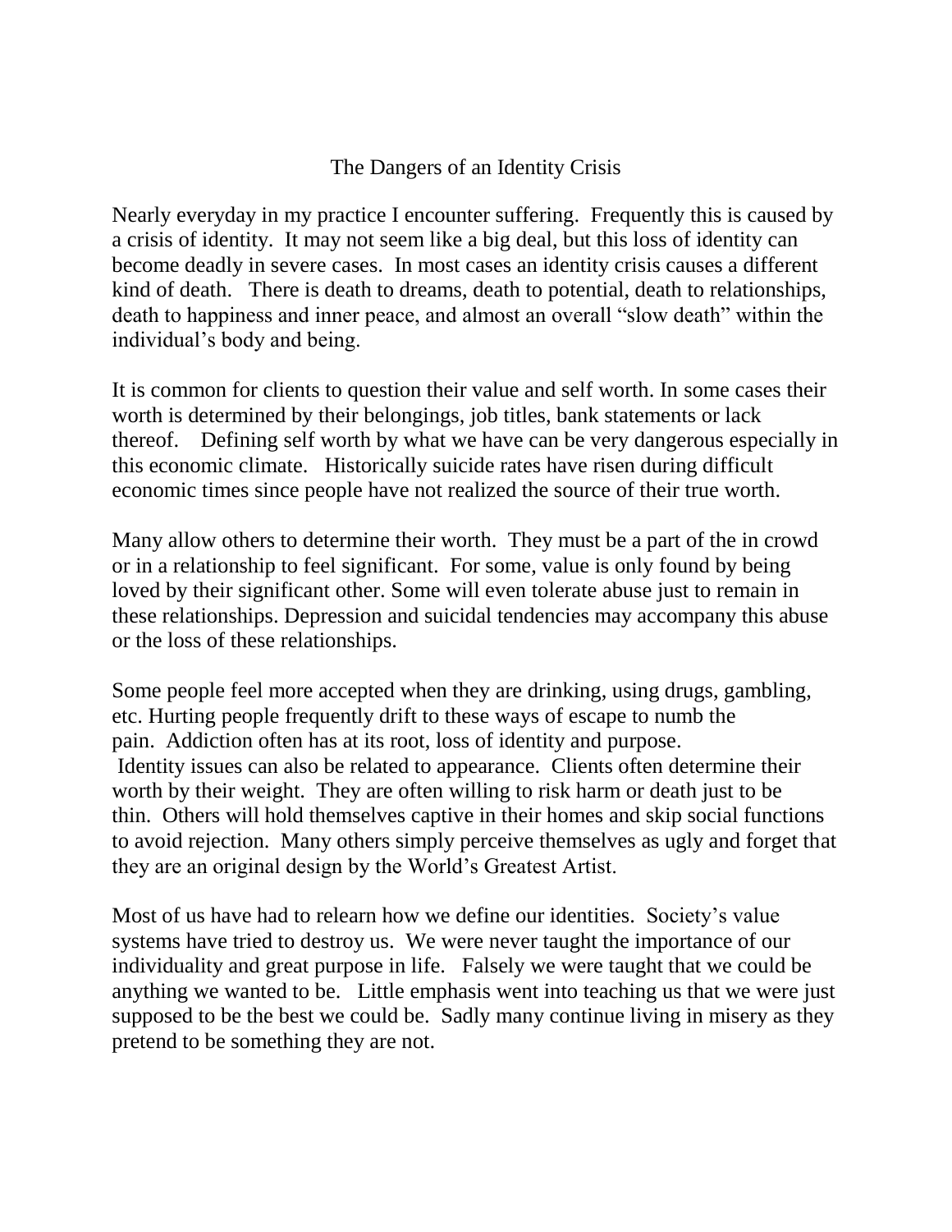# The Dangers of an Identity Crisis

Nearly everyday in my practice I encounter suffering. Frequently this is caused by a crisis of identity. It may not seem like a big deal, but this loss of identity can become deadly in severe cases. In most cases an identity crisis causes a different kind of death. There is death to dreams, death to potential, death to relationships, death to happiness and inner peace, and almost an overall "slow death" within the individual's body and being.

It is common for clients to question their value and self worth. In some cases their worth is determined by their belongings, job titles, bank statements or lack thereof. Defining self worth by what we have can be very dangerous especially in this economic climate. Historically suicide rates have risen during difficult economic times since people have not realized the source of their true worth.

Many allow others to determine their worth. They must be a part of the in crowd or in a relationship to feel significant. For some, value is only found by being loved by their significant other. Some will even tolerate abuse just to remain in these relationships. Depression and suicidal tendencies may accompany this abuse or the loss of these relationships.

Some people feel more accepted when they are drinking, using drugs, gambling, etc. Hurting people frequently drift to these ways of escape to numb the pain. Addiction often has at its root, loss of identity and purpose.
Identity issues can also be related to appearance. Clients often determine their worth by their weight. They are often willing to risk harm or death just to be thin. Others will hold themselves captive in their homes and skip social functions to avoid rejection. Many others simply perceive themselves as ugly and forget that they are an original design by the World's Greatest Artist.

Most of us have had to relearn how we define our identities. Society's value systems have tried to destroy us. We were never taught the importance of our individuality and great purpose in life. Falsely we were taught that we could be anything we wanted to be. Little emphasis went into teaching us that we were just supposed to be the best we could be. Sadly many continue living in misery as they pretend to be something they are not.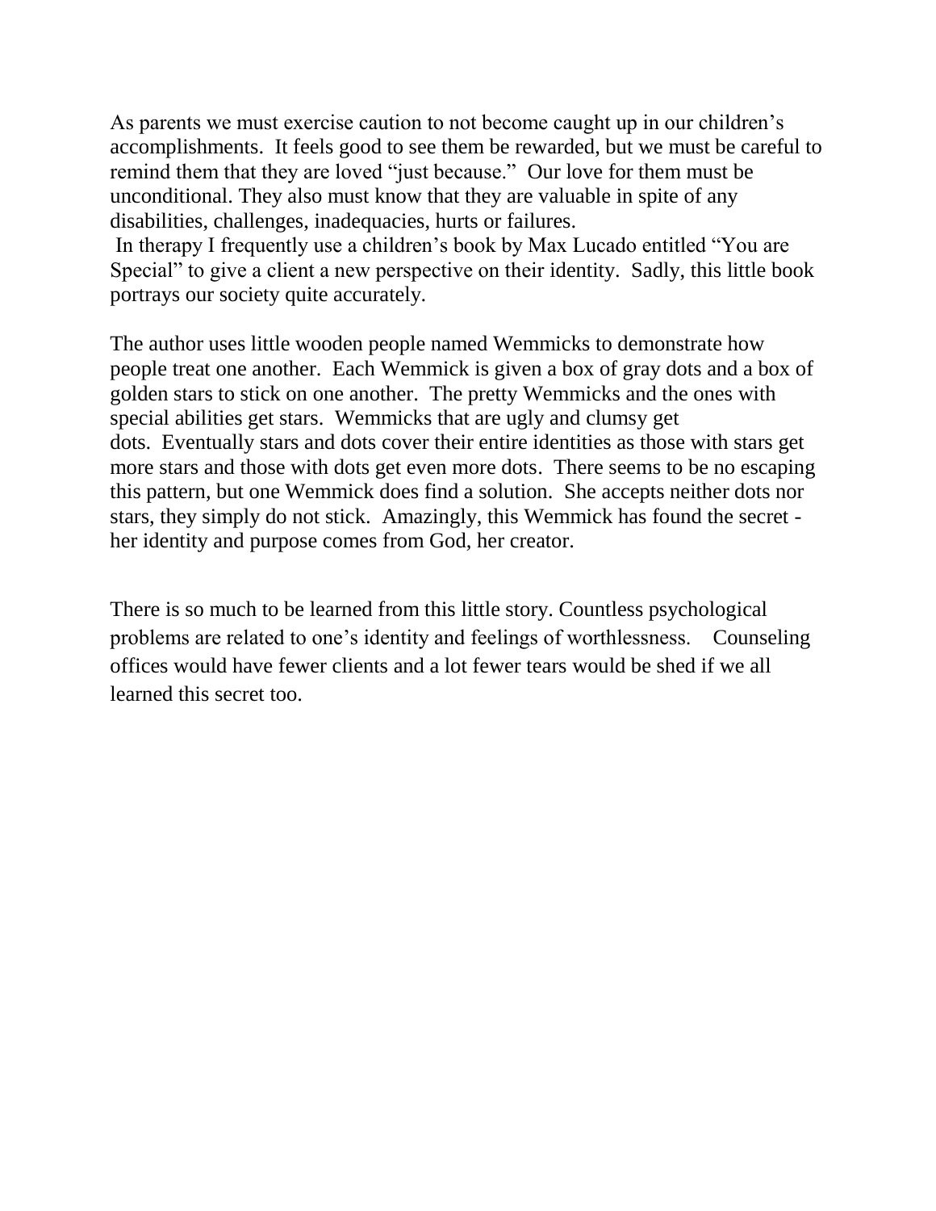As parents we must exercise caution to not become caught up in our children's accomplishments. It feels good to see them be rewarded, but we must be careful to remind them that they are loved "just because." Our love for them must be unconditional. They also must know that they are valuable in spite of any disabilities, challenges, inadequacies, hurts or failures.

In therapy I frequently use a children's book by Max Lucado entitled "You are Special" to give a client a new perspective on their identity. Sadly, this little book portrays our society quite accurately.

The author uses little wooden people named Wemmicks to demonstrate how people treat one another. Each Wemmick is given a box of gray dots and a box of golden stars to stick on one another. The pretty Wemmicks and the ones with special abilities get stars. Wemmicks that are ugly and clumsy get dots. Eventually stars and dots cover their entire identities as those with stars get more stars and those with dots get even more dots. There seems to be no escaping this pattern, but one Wemmick does find a solution. She accepts neither dots nor stars, they simply do not stick. Amazingly, this Wemmick has found the secret - her identity and purpose comes from God, her creator.

There is so much to be learned from this little story. Countless psychological problems are related to one's identity and feelings of worthlessness. Counseling offices would have fewer clients and a lot fewer tears would be shed if we all learned this secret too.